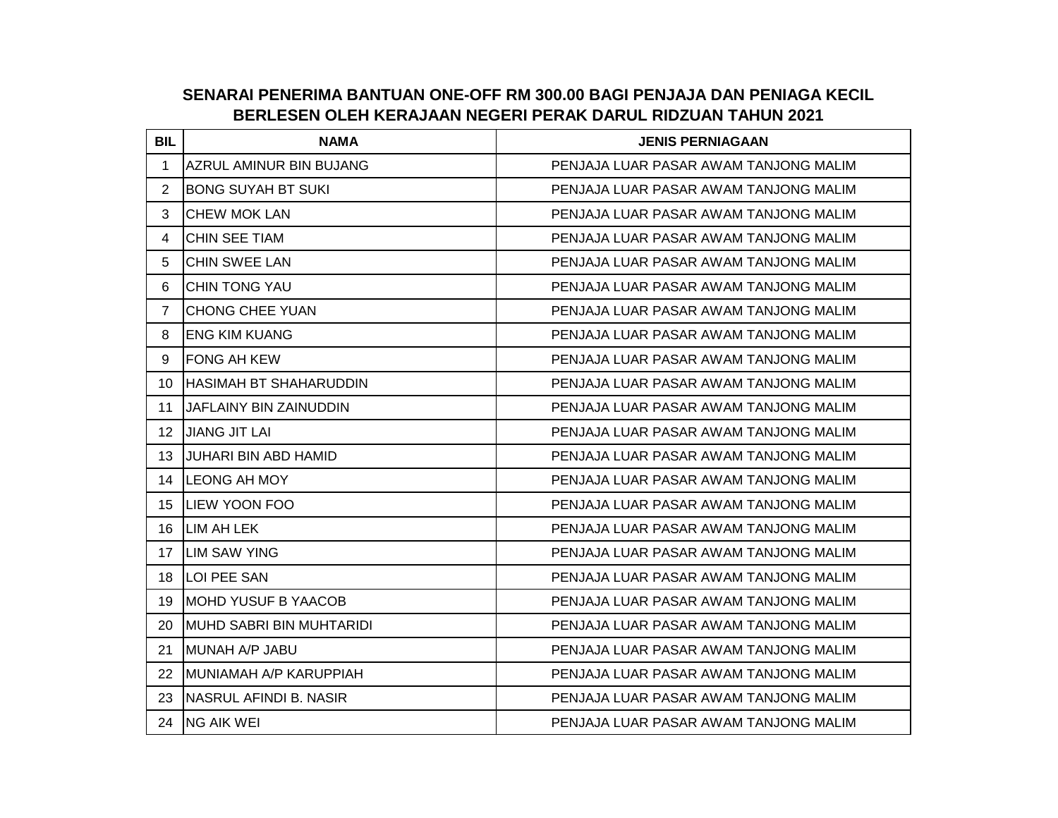## SENARAI PENERIMA BANTUAN ONE-OFF RM 300.00 BAGI PENJAJA DAN PENIAGA KECIL BERLESEN OLEH KERAJAAN NEGERI PERAK DARUL RIDZUAN TAHUN 2021

| BIL | NAMA | JENIS PERNIAGAAN |
|---|---|---|
| 1 | AZRUL AMINUR BIN BUJANG | PENJAJA LUAR PASAR AWAM TANJONG MALIM |
| 2 | BONG SUYAH BT SUKI | PENJAJA LUAR PASAR AWAM TANJONG MALIM |
| 3 | CHEW MOK LAN | PENJAJA LUAR PASAR AWAM TANJONG MALIM |
| 4 | CHIN SEE TIAM | PENJAJA LUAR PASAR AWAM TANJONG MALIM |
| 5 | CHIN SWEE LAN | PENJAJA LUAR PASAR AWAM TANJONG MALIM |
| 6 | CHIN TONG YAU | PENJAJA LUAR PASAR AWAM TANJONG MALIM |
| 7 | CHONG CHEE YUAN | PENJAJA LUAR PASAR AWAM TANJONG MALIM |
| 8 | ENG KIM KUANG | PENJAJA LUAR PASAR AWAM TANJONG MALIM |
| 9 | FONG AH KEW | PENJAJA LUAR PASAR AWAM TANJONG MALIM |
| 10 | HASIMAH BT SHAHARUDDIN | PENJAJA LUAR PASAR AWAM TANJONG MALIM |
| 11 | JAFLAINY BIN ZAINUDDIN | PENJAJA LUAR PASAR AWAM TANJONG MALIM |
| 12 | JIANG JIT LAI | PENJAJA LUAR PASAR AWAM TANJONG MALIM |
| 13 | JUHARI BIN ABD HAMID | PENJAJA LUAR PASAR AWAM TANJONG MALIM |
| 14 | LEONG AH MOY | PENJAJA LUAR PASAR AWAM TANJONG MALIM |
| 15 | LIEW YOON FOO | PENJAJA LUAR PASAR AWAM TANJONG MALIM |
| 16 | LIM AH LEK | PENJAJA LUAR PASAR AWAM TANJONG MALIM |
| 17 | LIM SAW YING | PENJAJA LUAR PASAR AWAM TANJONG MALIM |
| 18 | LOI PEE SAN | PENJAJA LUAR PASAR AWAM TANJONG MALIM |
| 19 | MOHD YUSUF B YAACOB | PENJAJA LUAR PASAR AWAM TANJONG MALIM |
| 20 | MUHD SABRI BIN MUHTARIDI | PENJAJA LUAR PASAR AWAM TANJONG MALIM |
| 21 | MUNAH A/P JABU | PENJAJA LUAR PASAR AWAM TANJONG MALIM |
| 22 | MUNIAMAH A/P KARUPPIAH | PENJAJA LUAR PASAR AWAM TANJONG MALIM |
| 23 | NASRUL AFINDI B. NASIR | PENJAJA LUAR PASAR AWAM TANJONG MALIM |
| 24 | NG AIK WEI | PENJAJA LUAR PASAR AWAM TANJONG MALIM |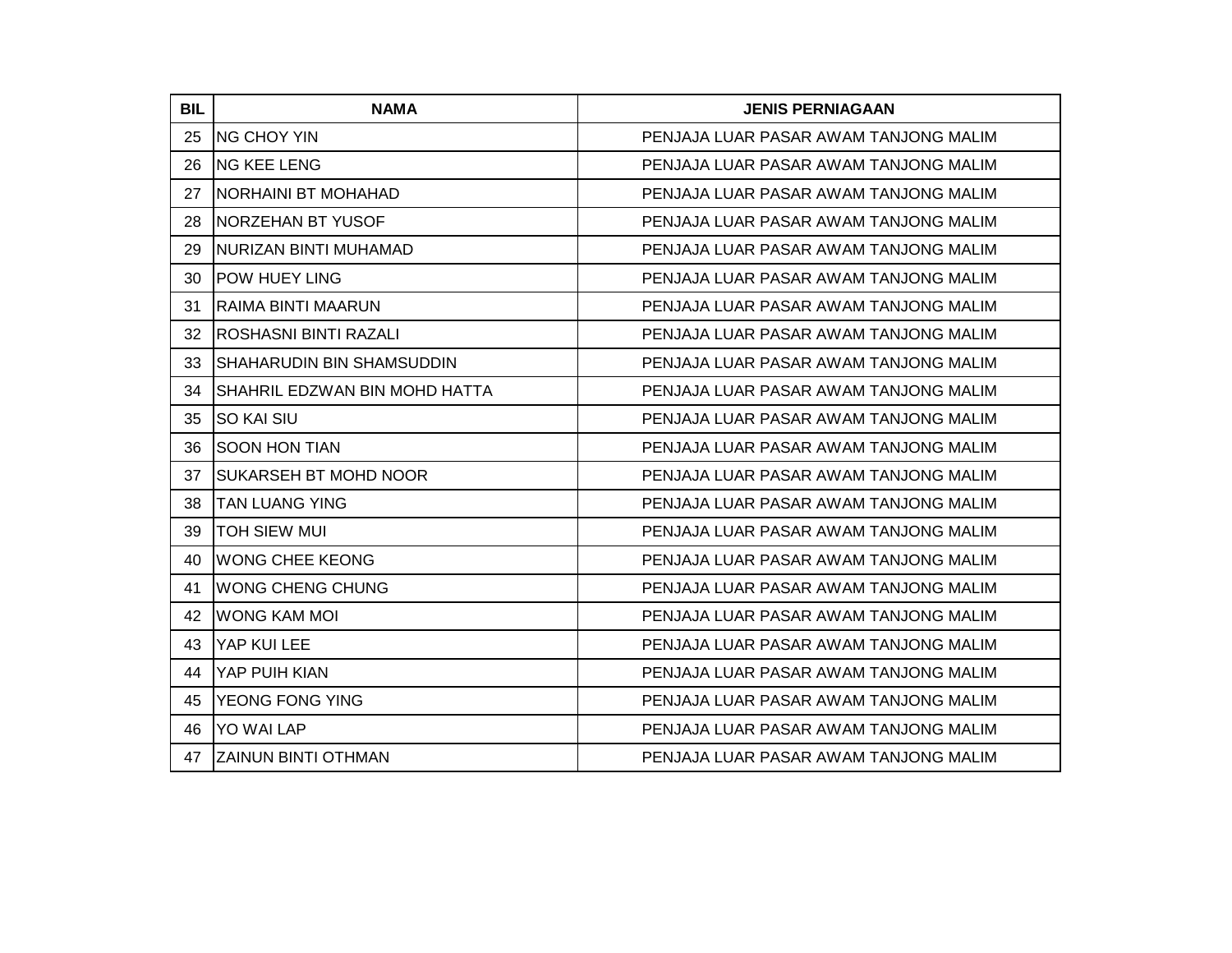| BIL | NAMA | JENIS PERNIAGAAN |
|---|---|---|
| 25 | NG CHOY YIN | PENJAJA LUAR PASAR AWAM TANJONG MALIM |
| 26 | NG KEE LENG | PENJAJA LUAR PASAR AWAM TANJONG MALIM |
| 27 | NORHAINI BT MOHAHAD | PENJAJA LUAR PASAR AWAM TANJONG MALIM |
| 28 | NORZEHAN BT YUSOF | PENJAJA LUAR PASAR AWAM TANJONG MALIM |
| 29 | NURIZAN BINTI MUHAMAD | PENJAJA LUAR PASAR AWAM TANJONG MALIM |
| 30 | POW HUEY LING | PENJAJA LUAR PASAR AWAM TANJONG MALIM |
| 31 | RAIMA BINTI MAARUN | PENJAJA LUAR PASAR AWAM TANJONG MALIM |
| 32 | ROSHASNI BINTI RAZALI | PENJAJA LUAR PASAR AWAM TANJONG MALIM |
| 33 | SHAHARUDIN BIN SHAMSUDDIN | PENJAJA LUAR PASAR AWAM TANJONG MALIM |
| 34 | SHAHRIL EDZWAN BIN MOHD HATTA | PENJAJA LUAR PASAR AWAM TANJONG MALIM |
| 35 | SO KAI SIU | PENJAJA LUAR PASAR AWAM TANJONG MALIM |
| 36 | SOON HON TIAN | PENJAJA LUAR PASAR AWAM TANJONG MALIM |
| 37 | SUKARSEH BT MOHD NOOR | PENJAJA LUAR PASAR AWAM TANJONG MALIM |
| 38 | TAN LUANG YING | PENJAJA LUAR PASAR AWAM TANJONG MALIM |
| 39 | TOH SIEW MUI | PENJAJA LUAR PASAR AWAM TANJONG MALIM |
| 40 | WONG CHEE KEONG | PENJAJA LUAR PASAR AWAM TANJONG MALIM |
| 41 | WONG CHENG CHUNG | PENJAJA LUAR PASAR AWAM TANJONG MALIM |
| 42 | WONG KAM MOI | PENJAJA LUAR PASAR AWAM TANJONG MALIM |
| 43 | YAP KUI LEE | PENJAJA LUAR PASAR AWAM TANJONG MALIM |
| 44 | YAP PUIH KIAN | PENJAJA LUAR PASAR AWAM TANJONG MALIM |
| 45 | YEONG FONG YING | PENJAJA LUAR PASAR AWAM TANJONG MALIM |
| 46 | YO WAI LAP | PENJAJA LUAR PASAR AWAM TANJONG MALIM |
| 47 | ZAINUN BINTI OTHMAN | PENJAJA LUAR PASAR AWAM TANJONG MALIM |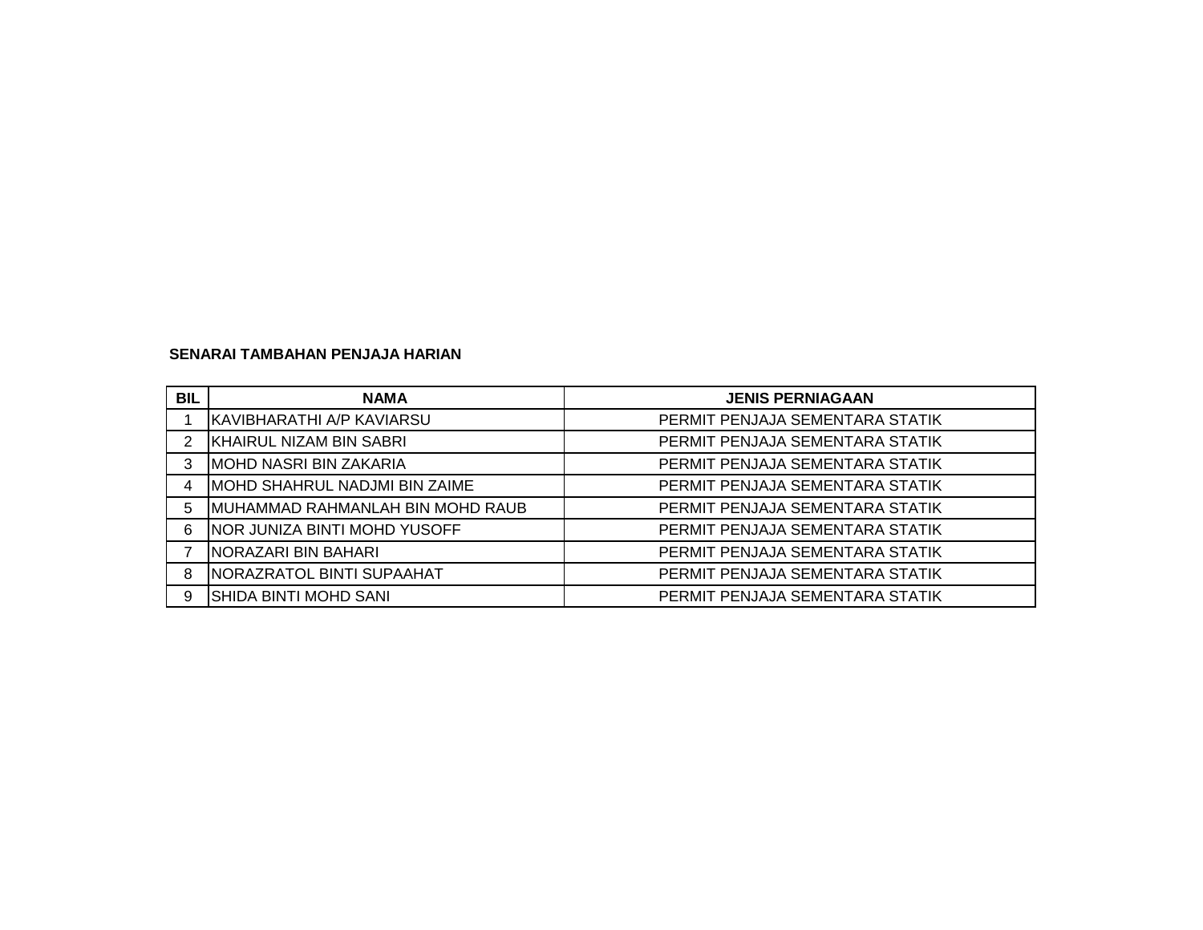**SENARAI TAMBAHAN PENJAJA HARIAN**

| BIL | NAMA | JENIS PERNIAGAAN |
| --- | --- | --- |
| 1 | KAVIBHARATHI A/P KAVIARSU | PERMIT PENJAJA SEMENTARA STATIK |
| 2 | KHAIRUL NIZAM BIN SABRI | PERMIT PENJAJA SEMENTARA STATIK |
| 3 | MOHD NASRI BIN ZAKARIA | PERMIT PENJAJA SEMENTARA STATIK |
| 4 | MOHD SHAHRUL NADJMI BIN ZAIME | PERMIT PENJAJA SEMENTARA STATIK |
| 5 | MUHAMMAD RAHMANLAH BIN MOHD RAUB | PERMIT PENJAJA SEMENTARA STATIK |
| 6 | NOR JUNIZA BINTI MOHD YUSOFF | PERMIT PENJAJA SEMENTARA STATIK |
| 7 | NORAZARI BIN BAHARI | PERMIT PENJAJA SEMENTARA STATIK |
| 8 | NORAZRATOL BINTI SUPAAHAT | PERMIT PENJAJA SEMENTARA STATIK |
| 9 | SHIDA BINTI MOHD SANI | PERMIT PENJAJA SEMENTARA STATIK |